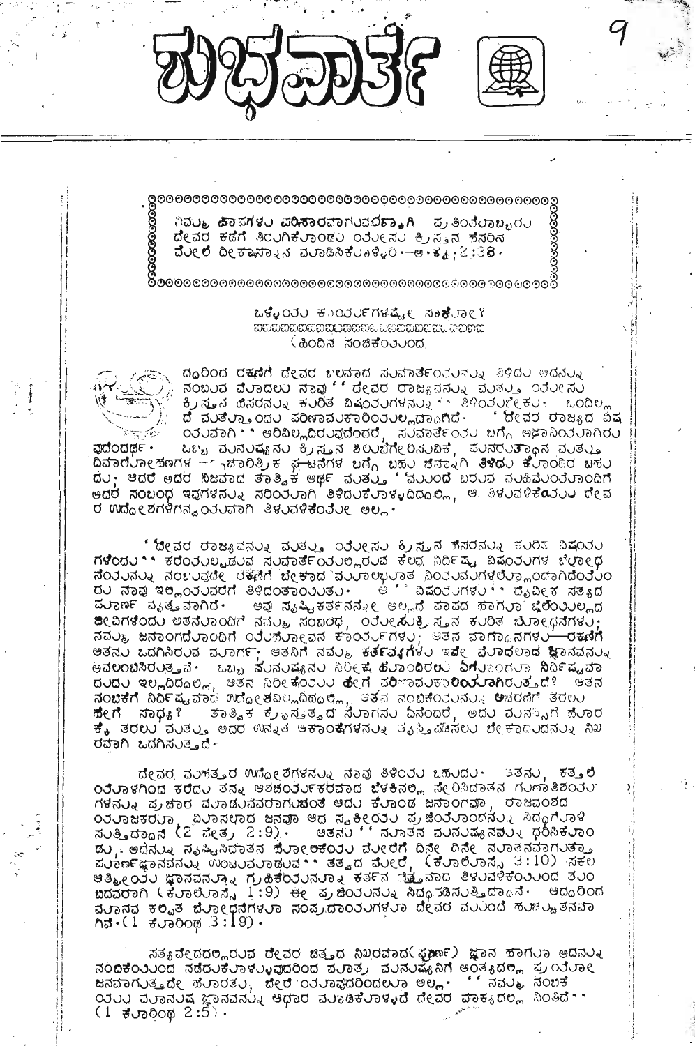# ಶುಭವಾರ್ತೆ

> ನಿಮ್ಮ ಪಾಪಗಳ ಪರಿಹಾರವಾಗುವದಕ್ಕಾಗಿ ಪ್ರತಿಯೊಬ್ಬರು ದೇವರ ಕಡೆಗೆ ತಿರುಗಿಕೊಂಡು ಯೇಸು ಕ್ರಿಸ್ತನ ಹೆಸರಿನ ಮೇಲೆ ದೀಕ್ಷಾಸ್ನಾನ ಮಾಡಿಸಿಕೊಳ್ಳಿರಿ.—ಅ.ಕೃ.2:38.

## ಒಳ್ಳೆಯ ಕಾರ್ಯಗಳಷ್ಟೇ ಸಾಕೇ?

(ಹಿಂದಿನ ಸಂಚಿಕೆಯಿಂದ)

ದ್ದರಿಂದ ರಕ್ಷಣೆಗೆ ದೇವರ ಬಲವಾದ ಸುವಾರ್ತೆಯನ್ನು ತಿಳಿದು ಅದನ್ನು ನಂಬುವ ಮೊದಲು ನಾವು "ದೇವರ ರಾಜ್ಯವನ್ನು ಮತ್ತು ಯೇಸು ಕ್ರಿಸ್ತನ ಹೆಸರನ್ನು ಕುರಿತ ವಿಷಯಗಳನ್ನು" ತಿಳಿಯಬೇಕು. ಒಂದಿಲ್ಲದ ಮತ್ತೊಂದು ಪರಿಣಾಮಕಾರಿಯಲ್ಲದ್ದಾಗಿದೆ. 'ದೇವರ ರಾಜ್ಯದ ವಿಷಯವಾಗಿ' ಅರಿವಿಲ್ಲದಿರುವುದೆಂದರೆ, ಸುವಾರ್ತೆಯ ಬಗ್ಗೆ ಅಜ್ಞಾನಿಯಾಗಿರುವುದೆಂದರ್ಥ. ಒಬ್ಬ ಮನುಷ್ಯನು ಕ್ರಿಸ್ತನ ಶಿಲುಬೆಗೇರಿಸುವಿಕೆ, ಪುನರುತ್ಥಾನ ಮತ್ತು ದಿವಾರೋಹಣಗಳ — ಚಾರಿತ್ರಿಕ ಘಟನೆಗಳ ಬಗ್ಗೆ ಬಹು ಚೆನ್ನಾಗಿ ತಿಳಿದುಕೊಂಡಿರಬಹುದು; ಆದರೆ ಅದರ ನಿಜವಾದ ತಾತ್ವಿಕ ಅರ್ಥ ಮತ್ತು 'ಮುಂದೆ ಬರುವ ಮಹಿಮೆಯೊಂದಿಗೆ ಅದರ ಸಂಬಂಧ ಇವುಗಳನ್ನು ಸರಿಯಾಗಿ ತಿಳಿದುಕೊಳ್ಳದಿದ್ದಲ್ಲಿ, ಆ ತಿಳುವಳಿಕೆಯು ದೇವರ ಉದ್ದೇಶಗಳಿಗನ್ವಯವಾಗಿ ತಿಳುವಳಿಕೆಯೇ ಅಲ್ಲ.

'ದೇವರ ರಾಜ್ಯವನ್ನು ಮತ್ತು ಯೇಸು ಕ್ರಿಸ್ತನ ಹೆಸರನ್ನು ಕುರಿತ ವಿಷಯಗಳಿಂದ' ಕರೆಯಲ್ಪಡುವ ಸುವಾರ್ತೆಯಲ್ಲಿರುವ ಕೆಲವು ನಿರ್ದಿಷ್ಟ ವಿಷಯಗಳ ಬೋಧನೆಯನ್ನು ನಂಬುವುದೇ ರಕ್ಷಣೆಗೆ ಬೇಕಾದ ಮೂಲಭೂತ ನಿಯಮಗಳಲ್ಲೊಂದಾಗಿದೆಯೆಂದು ನಾವು ಇಲ್ಲಿಯವರೆಗೆ ತಿಳಿದಂತಾಯಿತು. ಆ 'ವಿಷಯಗಳು' ದೈವಿಕ ಸತ್ಯದ ಪೂರ್ಣ ವ್ಯಕ್ತವಾಗಿದೆ. ಅವು ಸೃಷ್ಟಿಕರ್ತನನ್ನೇ ಅಲ್ಲದೆ ಪಾಪದ ಹಾಗೂ ಬೆಳೆಯುಲ್ಲದ ಜೀವಿಗಳೆಂದು ಅತನೊಂದಿಗೆ ನಮ್ಮ ಸಂಬಂಧ, ಯೇಸುಕ್ರಿಸ್ತನ ಕುರಿತ ಬೋಧನೆಗಳು; ನಮ್ಮ ಜನಾಂಗದೊಂದಿಗೆ ಯೆಹೋವನ ಕಾರ್ಯಗಳು; ಅತನ ವಾಗ್ದಾನಗಳು—ರಕ್ಷಣೆಗೆ ಆತನು ಒದಗಿಸಿರುವ ಮಾರ್ಗ; ಆತನಿಗೆ ನಮ್ಮ ಕರ್ತವ್ಯಗಳು ಇವೇ ಮೊದಲಾದ ಜ್ಞಾನವನ್ನು ಅವಲಂಬಿಸಿರುತ್ತವೆ. ಒಬ್ಬ ಮನುಷ್ಯನು ನಿರೀಕ್ಷೆ ಹೊಂದಿರಲು ಏನೊಂದೂ ನಿರ್ದಿಷ್ಟವಾದುದು ಇಲ್ಲದಿದ್ದಲ್ಲಿ, ಆತನ ನಿರೀಕ್ಷೆಯು ಹೇಗೆ ಪರಿಣಾಮಕಾರಿಯಾಗಿರುತ್ತದೆ? ಆತನ ನಂಬಿಕೆಗೆ ನಿರ್ದಿಷ್ಟವಾದ ಉದ್ದೇಶವಿಲ್ಲದಿದ್ದಲ್ಲಿ, ಆತನ ನಂಬಿಕೆಯನ್ನು ಆಚರಣೆಗೆ ತರಲು ಹೇಗೆ ಸಾಧ್ಯ? ತಾತ್ವಿಕ ಕ್ರೈಸ್ತತ್ವದ ಸೊಗಸು ಏನೆಂದರೆ, ಅದು ಮನಸ್ಸಿಗೆ ಹೊರಕೈ ತರಲು ಮತ್ತು ಅದರ ಉನ್ನತ ಆಕಾಂಕ್ಷೆಗಳನ್ನು ತೃಪ್ತಿಪಡಿಸಲು ಬೇಕಾದುದನ್ನು ನಿಖರವಾಗಿ ಒದಗಿಸುತ್ತದೆ.

ದೇವರ ಮಹತ್ತರ ಉದ್ದೇಶಗಳನ್ನು ನಾವು ತಿಳಿಯಬಹುದು. ಅತನು, ಕತ್ತಲೆಯೊಳಗಿಂದ ಕರೆದು ತನ್ನ ಆಶ್ಚರ್ಯಕರವಾದ ಬೆಳಕಿನಲ್ಲಿ ಸೇರಿಸಿದಾತನ ಗುಣಾತಿಶಯಗಳನ್ನು ಪ್ರಚಾರ ಮಾಡುವವರಾಗುವಂತೆ ಆದುಕೊಂಡ ಜನಾಂಗವೂ, ರಾಜವಂಶದ ಯಾಜಕರೂ, ಮೀಸಲಾದ ಜನವೂ ಆದ ಸ್ವಕೀಯ ಪ್ರಜೆಯೊಂದನ್ನು ಸಿದ್ಧಗೊಳಿಸುತ್ತಿದ್ದಾನೆ (2 ಪೇತ್ರ 2:9). ಆತನು "ನೂತನ ಮನುಷ್ಯನನ್ನು ಧರಿಸಿಕೊಂಡು, ಅದನ್ನು ಸೃಷ್ಟಿಸಿದಾತನ ಹೋಲಿಕೆಯ ಮೇರೆಗೆ ದಿನೇ ದಿನೇ ನೂತನವಾಗುತ್ತಾ ಪೂರ್ಣಜ್ಞಾನವನ್ನು ಹೊಂದುವ" ತತ್ತ್ವದ ಮೇರೆ, (ಕೊಲೊಸ್ಸೆ 3:10) ಸಕಲ ಆತ್ಮೀಯ ಜ್ಞಾನವನ್ನೂ ಗ್ರಹಿಕೆಯನ್ನೂ ಕರ್ತನ ಚಿತ್ತವಾದ ತಿಳುವಳಿಕೆಯಿಂದ ತುಂಬಿದವರಾಗಿ (ಕೊಲೊಸ್ಸೆ 1:9) ಈ ಪ್ರಜೆಯನ್ನು ಸಿದ್ಧಪಡಿಸುತ್ತಿದ್ದಾನೆ. ಆದ್ದರಿಂದ ಮಾನವ ಕಲ್ಪಿತ ಬೋಧನೆಗಳೂ ಸಂಪ್ರದಾಯಗಳೂ ದೇವರ ಮುಂದೆ ಹುಚ್ಚುತನವಾಗಿವೆ. (1 ಕೊರಿಂಥ 3:19).

ಸತ್ಯವೇದದಲ್ಲಿರುವ ದೇವರ ಚಿತ್ತದ ನಿಖರವಾದ (ಪೂರ್ಣ) ಜ್ಞಾನ ಹಾಗೂ ಅದನ್ನು ನಂಬಿಕೆಯಿಂದ ನಡೆದುಕೊಳ್ಳುವುದರಿಂದ ಮಾತ್ರ ಮನುಷ್ಯನಿಗೆ ಅಂತ್ಯದಲ್ಲಿ ಪ್ರಯೋಜನವಾಗುತ್ತದೇ ಹೊರತು, ಬೇರೆ ಯಾವುದರಿಂದಲೂ ಅಲ್ಲ. "ನಮ್ಮ ನಂಬಿಕೆಯು ಮಾನುಷ ಜ್ಞಾನವನ್ನು ಆಧಾರ ಮಾಡಿಕೊಳ್ಳದೆ ದೇವರ ವಾಕ್ಯದಲ್ಲಿ ನಿಂತಿದೆ" (1 ಕೊರಿಂಥ 2:5).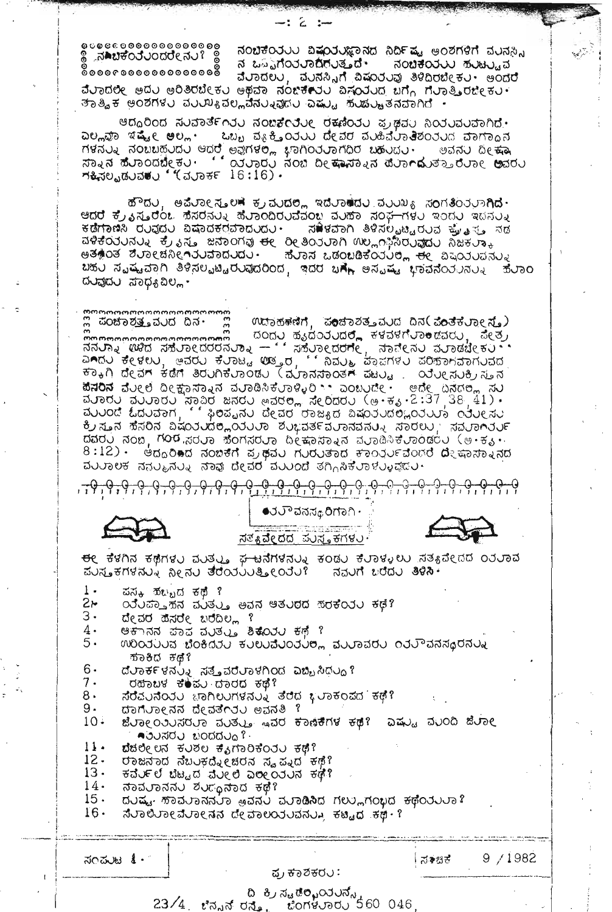**ನಂಬಿಕೆಯೆಂದರೇನು?**

ನಂಬಿಕೆಯು ವಿಷಯಜ್ಞಾನದ ನಿರ್ದಿಷ್ಟ ಅಂಶಗಳಿಗೆ ಮನಸ್ಸಿನ ಒಪ್ಪಿಗೆಯಾಗಿರುತ್ತದೆ. ನಂಬಿಕೆಯು ಹುಟ್ಟುವ ಮೊದಲು, ಮನಸ್ಸಿಗೆ ವಿಷಯವು ತಿಳಿದಿರಬೇಕು. ಅಂದರೆ ಮೊದಲೇ ಅದು ಅರಿತಿರಬೇಕು ಅಥವಾ ನಂಬಿಕೆಯ ವಿಷಯದ ಬಗ್ಗೆ ಗುರುತಿರಬೇಕು. ತಾತ್ವಿಕ ಅಂಶಗಳ ಮುಖ್ಯವಲ್ಲವೆನ್ನುವುದು ಎಷ್ಟು ಹುಚ್ಚುತನವಾಗಿದೆ.

ಆದ್ದರಿಂದ ಸುವಾರ್ತೆಯ ನಂಬಿಕೆಯೇ ರಕ್ಷಣೆಯ ಪ್ರಥಮ ನಿಯಮವಾಗಿದೆ. ಎಲ್ಲಾ ಇಷ್ಟೇ ಅಲ್ಲ. ಒಬ್ಬ ವ್ಯಕ್ತಿಯು ದೇವರ ಮಹಿಮೆಯಾತಿಶಯದ ವಾಗ್ದಾನಗಳನ್ನು ನಂಬಬಹುದು ಆದರೆ ಅವುಗಳಲ್ಲಿ ಭಾಗಿಯಾಗದಿರ ಬಹುದು. ಅವನು ದೀಕ್ಷಾಸ್ನಾನ ಹೊಂದಬೇಕು. ''ಯಾರು ನಂಬಿ ದೀಕ್ಷಾಸ್ನಾನ ಹೊಂದುತ್ತಾರೋ ಅವರು ರಕ್ಷಿಸಲ್ಪಡುವರು'' (ಮಾರ್ಕ 16:16).

ಹೌದು, ಅಪೋಸ್ತಲರ ಕ್ರಮದಲ್ಲಿ ಇದೊಂದು ಮುಖ್ಯ ಸಂಗತಿಯಾಗಿದೆ. ಆದರೆ ಕ್ರೈಸ್ತರೆಂಬ ಹೆಸರನ್ನು ಹೊಂದಿರುವೆವೆಂಬ ಮಹಾ ಸಂಘಗಳು ಇಂದು ಇದನ್ನು ಕಡೆಗಾಣಿಸಿ ರುವುದು ವಿಷಾದಕರವಾದುದು. ಸಮಗ್ರವಾಗಿ ತಿಳಿಸಲ್ಪಟ್ಟಿರುವ ಕ್ರಿಸ್ತನ ನಡವಳಿಕೆಯನ್ನು ಕ್ರೈಸ್ತ ಜನಾಂಗವು ಈ ರೀತಿಯಾಗಿ ಉಲ್ಲಂಘಿಸಿರುವುದು ನಿಜಕ್ಕೂ ಅತ್ಯಂತ ಶೋಚನೀಯವಾದುದು. ಹೊಸ ಒಡಂಬಡಿಕೆಯಲ್ಲಿ ಈ ವಿಷಯವನ್ನು ಬಹು ಸ್ಪಷ್ಟವಾಗಿ ತಿಳಿಸಲ್ಪಟ್ಟಿರುವುದರಿಂದ, ಇದರ ಬಗ್ಗೆ ಅಸ್ಪಷ್ಟ ಭಾವನೆಯನ್ನು ಹೊಂದುವುದು ಸಾಧ್ಯವಿಲ್ಲ.

**ಪಂಚಾಶತ್ತಮದ ದಿನ.**

ಉದಾಹರಣೆಗೆ, ಪಂಚಾಶತ್ತಮದ ದಿನ(ಪೆಂತೆಕೋಸ್ತ) ದಂದು ಹೃದಯದಲ್ಲಿ ಕಳವಳಗೊಂಡವರು, ಪೇತ್ರನನ್ನೂ ಉಳಿದ ಸಹೋದರರನ್ನೂ — ''ಸಹೋದರರೇ, ನಾವೇನು ಮಾಡಬೇಕು'' ಎಂದು ಕೇಳಲು, ಅವನ ಉತ್ತರ, ''ನಿಮ್ಮ ಪಾಪಗಳ ಪರಿಹಾರವಾಗುವದಕ್ಕಾಗಿ ದೇವರ ಕಡೆಗೆ ತಿರುಗಿಕೊಂಡು (ಮಾನಸಾಂತರ ಪಟ್ಟು) ಯೇಸುಕ್ರಿಸ್ತನ ಹೆಸರಿನ ಮೇಲೆ ದೀಕ್ಷಾಸ್ನಾನ ಮಾಡಿಸಿಕೊಳ್ಳಿರಿ'' ಎಂಬುದೇ. ಅದೇ ದಿನದಲ್ಲಿ ಸುಮಾರು ಮೂರು ಸಾವಿರ ಜನರು ಅವರಲ್ಲಿ ಸೇರಿದರು (ಅ.ಕೃ.2:37,38,41). ಮುಂದೆ ಓದುವಾಗ, ''ಫಿಲಿಪ್ಪನು ದೇವರ ರಾಜ್ಯದ ವಿಷಯದಲ್ಲಿಯೂ ಯೇಸು ಕ್ರಿಸ್ತನ ಹೆಸರಿನ ವಿಷಯದಲ್ಲಿಯೂ ಶುಭವರ್ತಮಾನವನ್ನು ಸಾರಲು, ನಗರದವರು ನಂಬಿ, ಗಂಡಸರೂ ಹೆಂಗಸರೂ ದೀಕ್ಷಾಸ್ನಾನ ಮಾಡಿಸಿಕೊಂಡರು (ಅ.ಕೃ. 8:12). ಆದ್ದರಿಂದ ನಂಬಿಕೆಗೆ ಪ್ರಥಮ ಗುರುತಾದ ಕಾರ್ಯವೆಂದರೆ ದೀಕ್ಷಾಸ್ನಾನದ ಮೂಲಕ ನನ್ನನ್ನು ನಾವು ದೇವರ ಮುಂದೆ ತಗ್ಗಿಸಿಕೊಳ್ಳುವುದು.

**ಯೌವನಸ್ಥರಿಗಾಗಿ.**

**ಸತ್ಯವೇದದ ಪುಸ್ತಕಗಳು.**

ಈ ಕೆಳಗಿನ ಕಥೆಗಳು ಮತ್ತು ಘಟನೆಗಳನ್ನು ಕಂಡು ಕೊಳ್ಳಲು ಸತ್ಯವೇದದ ಯಾವ ಪುಸ್ತಕಗಳನ್ನು ನೀನು ತೆರೆಯುತ್ತೀಯೆ? ನಮಗೆ ಬರೆದು ತಿಳಿಸಿ.

1. ಪಸ್ಕ ಹಬ್ಬದ ಕಥೆ ?
2. ಯೆಪ್ತಾಹನ ಮತ್ತು ಅವನ ಆತುರದ ಹರಕೆಯ ಕಥೆ?
3. ದೇವರ ಹೆಸರೇ ಬರೆದಿಲ್ಲ ?
4. ಆಕಾನನ ಪಾಪ ಮತ್ತು ಶಿಕ್ಷೆಯ ಕಥೆ ?
5. ಉರಿಯುವ ಬೆಂಕಿಯ ಕುಲುಮೆಯಲ್ಲಿ ಮೂವರು ಯೌವನಸ್ಥರನ್ನು ಹಾಕಿದ ಕಥೆ?
6. ದೊರ್ಕಳನ್ನು ಸತ್ತವರೊಳಗಿಂದ ಎಬ್ಬಿಸಿದ್ದು?
7. ರಹಾಬಳ ಕೆಂಪು ದಾರದ ಕಥೆ?
8. ಸೆರೆಮನೆಯ ಬಾಗಿಲುಗಳನ್ನು ತೆರೆದ ಭೂಕಂಪದ ಕಥೆ?
9. ದಾಗೋನನ ದೇವತೆಯ ಅವನತಿ ?
10. ಜೋಯಿಸರೂ ಮತ್ತು ಅವರ ಕಾಣಿಕೆಗಳ ಕಥೆ? ಎಷ್ಟು ಮಂದಿ ಜೋಯಿಸರು ಬಂದರು?
11. ಬೆಚಲೇಲನ ಕುಶಲ ಕೈಗಾರಿಕೆಯ ಕಥೆ?
12. ರಾಜನಾದ ನೆಬುಕದ್ನೇಚರನ ಸ್ವಪ್ನದ ಕಥೆ?
13. ಕರ್ಮೆಲ ಬೆಟ್ಟದ ಮೇಲೆ ಎಲೀಯನ ಕಥೆ?
14. ನಾಮಾನನು ಶುದ್ಧನಾದ ಕಥೆ?
15. ದುಷ್ಟ ಹಾಮಾನನೂ ಅವನು ಮಾಡಿಸಿದ ಗಲ್ಲುಗಂಬದ ಕಥೆಯೂ?
16. ಸೊಲೊಮೋನನ ದೇವಾಲಯವನ್ನು ಕಟ್ಟಿದ ಕಥೆ?

ಸಂಪುಟ 1. ಸಂಚಿಕೆ 9 /1982

ಪ್ರಕಾಶಕರು:

ದಿ ಕ್ರಿಸ್ಟಡೆಲ್ಫಿಯನ್ಸ್,
23/4, ವಿಲ್ಸನ್ ರಸ್ತೆ, ಬೆಂಗಳೂರು 560 046.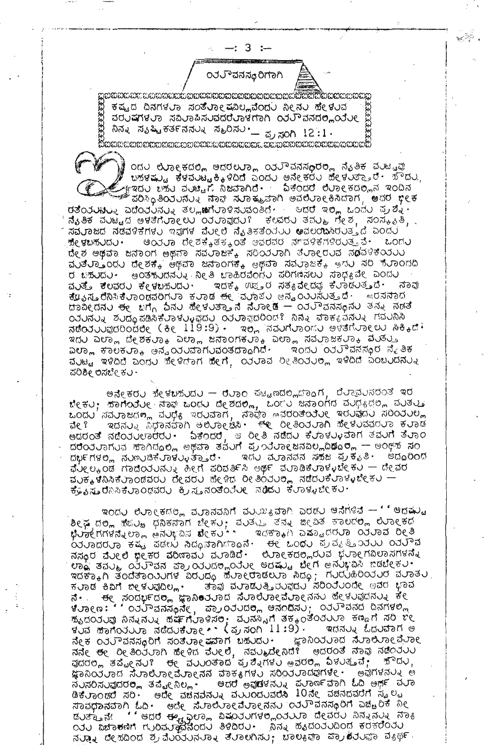## ಯೌವನಸ್ಥರಿಗಾಗಿ

> ಕಷ್ಟದ ದಿನಗಳೂ ಸಂತೋಷವಿಲ್ಲವೆಂದು ನೀನು ಹೇಳುವ ವರುಷಗಳೂ ಸಮೀಪಿಸುವದರೊಳಗಾಗಿ ಯೌವನದಲ್ಲಿಯೇ ನಿನ್ನ ಸೃಷ್ಟಿಕರ್ತನನ್ನು ಸ್ಮರಿಸು. — ಪ್ರಸಂಗಿ 12:1.

ಇಂದು ಲೋಕದಲ್ಲಿ ಅದರಲ್ಲೂ ಯೌವನಸ್ಥರಲ್ಲಿ ನೈತಿಕ ಮಟ್ಟವು ಬಹಳಷ್ಟು ಕೆಳಮಟ್ಟಕ್ಕಿಳಿದಿದೆ ಎಂದು ಅನೇಕರು ಹೇಳುತ್ತಾರೆ. ಹೌದು, ಇದು ಬಹು ಮಟ್ಟಿಗೆ ನಿಜವಾಗಿದೆ. ಏಕೆಂದರೆ ಲೋಕದಲ್ಲಿನ ಇಂದಿನ ಪರಿಸ್ಥಿತಿಯನ್ನು ನಾವು ಸೂಕ್ಷ್ಮವಾಗಿ ಅವಲೋಕಿಸಿದಾಗ, ಅದರ ಭೀಕರತೆಯನ್ನು ಎದೆಯನ್ನು ತಲ್ಲಣಗೊಳಿಸುವಂತಿದೆ. ಆದರೆ ಇಲ್ಲಿ ಒಂದು ಪ್ರಶ್ನೆ. ನೈತಿಕ ಮಟ್ಟದ ಅಳತೆಗೋಲು ಯಾವುದು? ಕೆಲವರು ತಮ್ಮ ದೇಶ, ಸಂಸ್ಕೃತಿ, ಸಮಾಜದ ನಡವಳಿಕೆಗಳು ಇವುಗಳ ಮೇಲೆ ನೈತಿಕತೆಯು ಅವಲಂಬಿಸಿರುತ್ತದೆ ಎಂದು ಹೇಳಬಹುದು. ಆಯಾ ದೇಶಕಾಲಕ್ಕನುಗುಣವಾಗಿ ಅವರವರ ನಡವಳಿಕೆಗಳಿರುತ್ತವೆ. ಒಂದು ದೇಶ ಅಥವಾ ಜನಾಂಗ ಅಥವಾ ಸಮಾಜಕ್ಕೆ ಸರಿಯಾಗಿ ತೋರುವ ನಡವಳಿಕೆಯು ಮತ್ತೊಂದು ದೇಶಕ್ಕೆ ಅಥವಾ ಜನಾಂಗಕ್ಕೆ ಅಥವಾ ಸಮಾಜಕ್ಕೆ ಅದು ಸರಿ ತೋರಂಗದಿರಬಹುದು. ಅಂತಹುದನ್ನು ನೀತಿ ಬಾಹಿರವೆಂದು ಪರಿಗಣಿಸಲು ಸಾಧ್ಯವೇ ಎಂದು ಮತ್ತೆ ಕೆಲವರು ಕೇಳಬಹುದು. ಇದಕ್ಕೆ ಉತ್ತರ ಸತ್ಯವೇದವು ಕೊಡುತ್ತದೆ. ನಾವು ಕ್ರೈಸ್ತರೆನಿಸಿಕೊಂಡವರಿಗೂ ಕೂಡ ಈ ಮಾತು ಅನ್ವಯಿಸುತ್ತದೆ. ಅರಸನಾದ ದಾವೀದನು ಈ ಬಗ್ಗೆ ಏನು ಹೇಳುತ್ತಾನೆ ನೋಡಿ — ಯೌವನಸ್ಥನು ತನ್ನ ನಡತೆಯನ್ನು ಶುದ್ಧಪಡಿಸಿಕೊಳ್ಳುವದು ಯಾವುದರಿಂದ? ನಿನ್ನ ವಾಕ್ಯವನ್ನು ಗಮನಿಸಿ ನಡೆಯುವುದರಿಂದಲೇ (ಕೀ 119:9). ಇಲ್ಲಿ ನಮಗೊಂದು ಅಳತೆಗೋಲು ಸಿಕ್ಕಿದೆ. ಇದು ಎಲ್ಲಾ ದೇಶಕ್ಕೂ ಎಲ್ಲಾ ಜನಾಂಗಕ್ಕೂ ಎಲ್ಲಾ ಸಮಾಜಕ್ಕೂ ಮತ್ತು ಎಲ್ಲಾ ಕಾಲಕ್ಕೂ ಅನ್ವಯವಾಗುವಂತದಾಗಿದೆ. ಇಂದು ಯೌವನಸ್ಥರ ನೈತಿಕ ಮಟ್ಟ ಇಳಿದಿದೆ ಎಂದು ಹೇಳಿದಾಗ ಹೇಗೆ, ಯಾವ ರೀತಿಯಲ್ಲಿ ಇಳಿದಿದೆ ಎಂಬುದನ್ನು ಪರಿಶೀಲಿಸಬೇಕು.

ಅನೇಕರು ಹೇಳಬಹುದು — ರೋಮ್ ಪಟ್ಟಣದಲ್ಲಿದ್ದಾಗ, ರೋಮಾನರಂತೆ ಇರಬೇಕು; ಹಾಗೆಯೇ ನಾವು ಒಂದು ದೇಶದಲ್ಲಿ, ಒಂದು ಜನಾಂಗದ ಮಧ್ಯದಲ್ಲಿ ಮತ್ತು ಒಂದು ಸಮಾಜದಲ್ಲಿ ಮಧ್ಯೆ ಇರುವಾಗ, ನಾವೂ ಅವರಂತೆಯೇ ಇರುವುದು ಸರಿಯಲ್ಲವೇ? ಇದನ್ನು ನಿಧಾನವಾಗಿ ಆಲೋಚಿಸಿ. ಈ ರೀತಿಯಾಗಿ ಹೇಳುವವರೂ ಕೂಡ ಅದರಂತೆ ನಡೆಯಲಾರರು. ಏಕೆಂದರೆ, ಆ ರೀತಿ ನಡೆದು ಕೊಳ್ಳುವಾಗ ತಮಗೆ ತೊಂದರೆಯಾಗುವ ಹಾಗಿದ್ದಲ್ಲಿ ಅಥವಾ ತಮಗೆ ಪ್ರಯೋಜನವಿಲ್ಲದಿದ್ದಲ್ಲಿ — ಅಂಥಹ ಸಂದರ್ಭಗಳಲ್ಲಿ ನುಣುಚಿಕೊಳ್ಳುತ್ತಾರೆ. ಇದು ಮಾನವನ ಸಹಜ ಪ್ರಕೃತಿ. ಅದರಿಂದ ಮೇಲ್ಕಂಡ ಗಾದೆಯನ್ನು ಹೀಗೆ ಪರಿವರ್ತಿಸಿ ಅರ್ಥ ಮಾಡಿಕೊಳ್ಳಬೇಕು — ದೇವರ ಮಕ್ಕಳೆನಿಸಿಕೊಂಡವರು ದೇವರು ಹೇಳಿದ ರೀತಿಯಲ್ಲಿ ನಡೆದುಕೊಳ್ಳಬೇಕು — ಕ್ರೈಸ್ತರೆನಿಸಿಕೊಂಡವರು ಕ್ರಿಸ್ತನಂತೆಯೇ ನಡೆದು ಕೊಳ್ಳಬೇಕು.

ಇಂದು ಲೋಕದಲ್ಲಿ ಮಾನವನಿಗೆ ಮುಖ್ಯವಾಗಿ ಎರಡು ಆಸೆಗಳಿವೆ — "ಆದಷ್ಟು ಶೀಘ್ರದಲ್ಲಿ ಹೆಚ್ಚು ಧನಿಕನಾಗ ಬೇಕು; ಮತ್ತು ತನ್ನ ಜೀವಿತ ಕಾಲದಲ್ಲಿ ಲೋಕದ ಭೋಗಗಳನ್ನೆಲ್ಲಾ ಅನುಭವಿಸ ಬೇಕು". ಇದಕ್ಕಾಗಿ ಎಷ್ಟಾದರೂ ಯಾವ ರೀತಿಯಾದರೂ ಕಷ್ಟ ಪಡಲು ಸಿದ್ಧನಾಗಿದ್ದಾನೆ. ಈ ಒಂದು ಪ್ರವೃತ್ತಿಯು ಯೌವನಸ್ಥರ ಮೇಲೆ ಭೀಕರ ಪರಿಣಾಮ ಮಾಡಿದೆ. ಲೋಕದಲ್ಲಿರುವ ಭೋಗವಿಲಾಸಗಳನ್ನೆಲ್ಲಾ ತಮ್ಮ ಯೌವನ ಪ್ರಾಯದಲ್ಲಿಯೇ ಆದಷ್ಟು ಬೇಗ ಅನುಭವಿಸಿ ಬಿಡಬೇಕು. ಇದಕ್ಕಾಗಿ ತಂದೆತಾಯಿಗಳ ವಿರುದ್ಧ ಹೋರಾಡಲೂ ಸಿದ್ಧ; ಗುರುಹಿರಿಯರ ಮಾತು ಕೂಡ ಕಿವಿಗೆ ಬೀಳುವುದಿಲ್ಲ. ತಾವು ಮಾಡುತ್ತಿರುವುದು ಸರಿಯೆಂದೇ ಅವರ ಭಾವನೆ. ಈ ಸಂದರ್ಭದಲ್ಲಿ ಜ್ಞಾನಿಯಾದ ಸೊಲೊಮೋನನು ಹೇಳುವುದನ್ನು ಕೇಳೋಣ: "ಯೌವನಸ್ಥನೇ, ಪ್ರಾಯದಲ್ಲಿ ಆನಂದಿಸು; ಯೌವನದ ದಿನಗಳಲ್ಲಿ ಹೃದಯವು ನಿನ್ನನ್ನು ಹರ್ಷಗೊಳಿಸಲಿ; ಮನಸ್ಸಿಗೆ ತಕ್ಕಂತೆಯೂ ಕಣ್ಣಿಗೆ ಸರಿ ಬೀಳುವ ಹಾಗೆಯೂ ನಡೆದುಕೋ" (ಪ್ರಸಂಗಿ 11:9). ಇದನ್ನು ಓದುವಾಗ ಅನೇಕ ಯೌವನಸ್ಥರಿಗೆ ಸಂತೋಷವಾಗ ಬಹುದು. ಜ್ಞಾನಿಯಾದ ಸೊಲೊಮೋನನೇ ಈ ರೀತಿಯಾಗಿ ಹೇಳಿದ ಮೇಲೆ, ನಮ್ಮದೇನಿದೆ? ಅದರಂತೆ ನಾವು ನಡೆಯುವುದರಲ್ಲಿ ತಪ್ಪೇನು? ಈ ಮುಂತಾದ ಪ್ರಶ್ನೆಗಳು ಅವರಲ್ಲಿ ಏಳುತ್ತವೆ. ಹೌದು, ಜ್ಞಾನಿಯಾದ ಸೊಲೊಮೋನನ ವಾಕ್ಯಗಳು ಸರಿಯಾದವುಗಳೇ. ಅವುಗಳನ್ನು ಅನುಸರಿಸುವುದರಲ್ಲಿ ತಪ್ಪೇನಿಲ್ಲ. ಆದರೆ ಅವುಗಳ ಅರ್ಥ ಪೂರ್ಣವಾಗಿ ಓದಿ ಅರ್ಥ ಮಾಡಿಕೊಂಡರೆ ಸರಿ. ಅದೇ ವಚನವನ್ನು ಮುಂದುವರಿಸಿ 10ನೇ ವಚನದವರೆಗೆ ಸ್ವಲ್ಪ ಸಾವಧಾನವಾಗಿ ಓದಿ. ಅದೇ ಸೊಲೊಮೋನನು ಯೌವನಸ್ಥರಿಗೆ ಎಚ್ಚರಿಕೆ ನೀಡುತ್ತಾನೆ: "ಆದರೆ ಈ ಎಲ್ಲಾ ವಿಷಯಗಳಲ್ಲಿಯೂ ದೇವರು ನಿನ್ನನ್ನು ನ್ಯಾಯ ವಿಚಾರಣೆಗೆ ಗುರಿಮಾಡುವನೆಂದು ತಿಳಿದಿರು. ನಿನ್ನ ಹೃದಯದಿಂದ ಕರಕರೆಯನ್ನೂ ದೇಹದಿಂದ ಶ್ರಮೆಯನ್ನೂ ತೊಲಗಿಸು; ಬಾಲ್ಯವೂ ಪ್ರಾಯವೂ ವ್ಯರ್ಥ.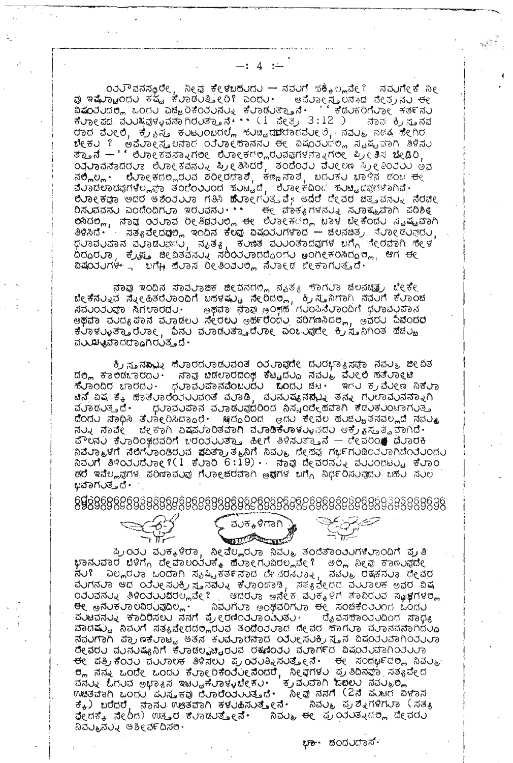ಆದಾಗ್ಯೂ ನೀವು ಕೇಳಬಹುದು — ನಮಗೆ ಹಕ್ಕಿಲ್ಲವೇ? ನಮಗೇಕೆ ನೀವು ಇಷ್ಟೊಂದು ಕಷ್ಟ ಕೊಡುತ್ತೀರಿ? ಎಂದು. ಅಪೋಸ್ತಲನಾದ ಪೇತ್ರನು ಈ ವಿಷಯದಲ್ಲಿ ಒಂದು ಎಚ್ಚರಿಕೆಯನ್ನು ಕೊಡುತ್ತಾನೆ. "ಕೆಡುಕರಿಗೋ ಕರ್ತನು ಕೋಪದ ಮುಖವುಳ್ಳವನಾಗಿರುತ್ತಾನೆ." (1 ಪೇತ್ರ 3:12) ನಾವು ಕ್ರಿಸ್ತನವರಾದ ವೇಳೆ, ಕ್ರೈಸ್ತ ಕುಟುಂಬದಲ್ಲಿ ಹುಟ್ಟಿದವರಾದವೇಳೆ, ನಮ್ಮ ನಡತೆ ಹೇಗಿರಬೇಕು? ಅಪೋಸ್ತಲನಾದ ಯೋಹಾನನು ಈ ವಿಷಯದಲ್ಲಿ ಸ್ಪಷ್ಟವಾಗಿ ತಿಳಿಸುತ್ತಾನೆ — "ಲೋಕವನ್ನಾಗಲೀ ಲೋಕದಲ್ಲಿರುವವುಗಳನ್ನಾಗಲೀ ಪ್ರೀತಿಸಬೇಡಿರಿ, ಯಾವನಾದರೂ ಲೋಕವನ್ನು ಪ್ರೀತಿಸಿದರೆ, ತಂದೆಯ ವಿಷಯವಾದ ಪ್ರೀತಿಯು ಅವನಲ್ಲಿಲ್ಲ. ಲೋಕದಲ್ಲಿರುವ ಶರೀರದಾಶೆ, ಕಣ್ಣಿನಾಶೆ, ಬದುಕು ಬಾಳಿನ ಡಂಬ ಈ ಮೊದಲಾದವುಗಳೆಲ್ಲವೂ ತಂದೆಯಿಂದ ಹುಟ್ಟದೆ, ಲೋಕದಿಂದ ಹುಟ್ಟಿದವುಗಳಾಗಿವೆ. ಲೋಕವೂ ಅದರ ಆಶೆಯೂ ಗತಿಸಿ ಹೋಗುತ್ತವೆ, ಆದರೆ ದೇವರ ಚಿತ್ತವನ್ನು ನೆರವೇರಿಸುವವನು ಎಂದೆಂದಿಗೂ ಇರುವನು." ಈ ವಾಕ್ಯಗಳನ್ನು ಸೂಕ್ಷ್ಮವಾಗಿ ಪರಿಶೀಲಿಸಿದಲ್ಲಿ, ನಾವು ಯಾವ ರೀತಿಯಲ್ಲಿ ಈ ಲೋಕದಲ್ಲಿ ಬಾಳ ಬೇಕೆಂದು ಸ್ಪಷ್ಟವಾಗಿ ತಿಳಿಸಿದೆ. ಸತ್ಯವೇದದಲ್ಲಿ ಇಂದಿನ ಕೆಲವು ವಿಷಯಗಳಾದ — ಚಲನಚಿತ್ರ ನೋಡುವುದು, ಧೂಮಪಾನ ಮಾಡುವುದು, ನೃತ್ಯ ಕುಣಿತ ಮುಂತಾದವುಗಳ ಬಗ್ಗೆ ನೇರವಾಗಿ ಹೇಳದಿದ್ದರೂ, ಕ್ರಿಸ್ತ ಜೀವಿತವನ್ನು ಸರಿಯಾದುದೆಂದು ಅಂಗೀಕರಿಸಿದ್ದಲ್ಲಿ, ಆಗ ಈ ವಿಷಯಗಳ ಬಗ್ಗೆ ಹೊಸ ರೀತಿಯಲ್ಲಿ ನೋಡ ಬೇಕಾಗುತ್ತದೆ.

ನಾವು ಇಂದಿನ ಸಾಮಾಜಿಕ ಜೀವನದಲ್ಲಿ ನೃತ್ಯ ಹಾಗೂ ಚಲನಚಿತ್ರ ಬೇಕೇ ಬೇಕೆನ್ನುವ ಸ್ನೇಹಿತರೊಂದಿಗೆ ಬಹಳಷ್ಟು ಸೇರಿದಲ್ಲಿ, ಕ್ರಿಸ್ತನಿಗಾಗಿ ನಮಗೆ ಕೊಂಚ ಸಮಯವೂ ಸಿಗಲಾರದು. ಅಥವಾ ನಾವು ಅಂಥಹ ಗುಂಪಿನೊಂದಿಗೆ ಧೂಮಪಾನ ಅಥವಾ ಮದ್ಯಪಾನ ಮಾಡಲು ಸೇರಲು ಅರ್ಹರೆಂದು ಪರಿಗಣಿಸಿದಲ್ಲಿ, ಅವರು ವಿನೋದದ ಕೊಳ್ಳುತ್ತಾರೋ, ಏನು ಮಾಡುತ್ತಾರೋ ಎಂಬುವುದೇ ಕ್ರಿಸ್ತನಿಗಿಂತ ಹೆಚ್ಚು ಮುಖ್ಯವಾದದ್ದಾಗಿರುತ್ತದೆ.

ಕ್ರಿಸ್ತನನ್ನು ಹೊರದೂಡುವಂತ ಯಾವುದೇ ದುರಭ್ಯಾಸವೂ ನಮ್ಮ ಜೀವಿತದಲ್ಲಿ ಕಾಲಿಡಬಾರದು. ನಾವು ಬಿಡಲಾರದಂಥ ಕೆಟ್ಟದ್ದು ನಮ್ಮ ಮೇಲೆ ಹತೋಟಿ ಹೊಂದಿರ ಬಾರದು. ಧೂಮಪಾನವೆಂಬುದು ಒಂದು ಚಟ. ಇದು ಕ್ರಮೇಣ ನಿಕೋಟಿನ್ ವಿಷಕ್ಕೆ ಹಾತೊರೆಯುವಂತೆ ಮಾಡಿ, ಮನುಷ್ಯನನ್ನು ತನ್ನ ಗುಲಾಮನನ್ನಾಗಿ ಮಾಡುತ್ತದೆ. ಧೂಮಪಾನ ಮಾಡುವುದರಿಂದ ನಿಸ್ಸಂದೇಹವಾಗಿ ಕೆಡುಕುಂಟಾಗುತ್ತದೆಂದು ಸಾಧಿಸಿ ತೋರಿಸಿದ್ದಾರೆ. ಆದ್ದರಿಂದ ಅದು ಕೇವಲ ಹುಚ್ಚುತನವಲ್ಲದೆ ನಮ್ಮನ್ನು ನಾವೇ ಬೇಕಾಗಿ ವಿಷಪೂರಿತವಾಗಿ ಮಾಡಿಕೊಳ್ಳುವುದು ಅಕ್ರೈಸ್ತತ್ವವಾಗಿದೆ. ಪೌಲನು ಕೊರಿಂಥದವರಿಗೆ ಬರೆಯುತ್ತಾ ಹೀಗೆ ತಿಳಿಸುತ್ತಾನೆ — ದೇವರಿಂದ ದೊರಕಿ ನಿಮ್ಮೊಳಗೆ ನೆಲೆಗೊಂಡಿರುವ ಪವಿತ್ರಾತ್ಮನಿಗೆ ನಿಮ್ಮ ದೇಹವು ಗರ್ಭಗುಡಿಯಾಗಿದೆಯೆಂದು ನಿಮಗೆ ತಿಳಿಯದೋ? (1 ಕೊರಿ 6:19). ನಾವು ದೇವರನ್ನು ಮುಂದಿಟ್ಟುಕೊಂಡರೆ ಇವೆಲ್ಲವುಗಳ ಪರಿಣಾಮವು ಗೋಚರವಾಗಿ ಅವುಗಳ ಬಗ್ಗೆ ನಿರ್ಧರಿಸುವುದು ಬಹು ಸುಲಭವಾಗುತ್ತದೆ.

---

## ಮಕ್ಕಳಿಗಾಗಿ

ಪ್ರಿಯ ಮಕ್ಕಳಿರಾ, ನೀವೆಲ್ಲರೂ ನಿಮ್ಮ ತಂದೆತಾಯಿಗಳೊಂದಿಗೆ ಪ್ರತಿ ಭಾನುವಾರ ಬೆಳಿಗ್ಗೆ ದೇವಾಲಯಕ್ಕೆ ಹೋಗುವಿರಲ್ಲವೇ? ಅಲ್ಲಿ ನೀವು ಕಾಣುವುದೇನು? ಎಲ್ಲರೂ ಒಂದಾಗಿ ಸೃಷ್ಟಿಕರ್ತನಾದ ದೇವರನ್ನು, ನಮ್ಮ ರಕ್ಷಕನೂ ದೇವರ ಮಗನೂ ಆದ ಯೇಸುಕ್ರಿಸ್ತನನ್ನು ಕೊಂಡಾಡಿ, ಸತ್ಯವೇದದ ಮೂಲಕ ಅವರ ವಿಷಯವನ್ನು ತಿಳಿಯುವಿರಲ್ಲವೇ? ಆದರೂ ಅನೇಕ ಮಕ್ಕಳಿಗೆ ತಾವಿರುವ ಸ್ಥಳಗಳಲ್ಲಿ ಈ ಅನುಕೂಲವಿರುವುದಿಲ್ಲ. ನಿಮಗೂ ಅಂಥವರಿಗೂ ಈ ಸಂಚಿಕೆಯಿಂದ ಒಂದು ಪುಟವನ್ನು ಕಾದಿರಿಸಲು ನನಗೆ ಪ್ರೇರಣೆಯಾಯಿತು. ದೈವಸಹಾಯದಿಂದ ಸಾಧ್ಯವಾದಷ್ಟು ನಿಮಗೆ ಸತ್ಯವೇದದಲ್ಲಿರುವ ತಂದೆಯಾದ ದೇವರ ಹಾಗೂ ಮಾನವನಾಗಿದ್ದು ನಮಗಾಗಿ ಪ್ರಾಣಕೊಟ್ಟ ಆತನ ಕುಮಾರನಾದ ಯೇಸುಕ್ರಿಸ್ತನ ವಿಷಯವಾಗಿಯೂ ದೇವರು ಮನುಷ್ಯನಿಗೆ ಕೊಡಲ್ಪಟ್ಟಿರುವ ರಕ್ಷಣೆಯ ಮಾರ್ಗದ ವಿಷಯವಾಗಿಯೂ ಈ ಪತ್ರಿಕೆಯ ಮೂಲಕ ತಿಳಿಸಲು ಪ್ರಯತ್ನಿಸುತ್ತೇನೆ. ಈ ಸಂದರ್ಭದಲ್ಲಿ ನಿಮ್ಮಲ್ಲಿ ನನ್ನ ಒಂದೇ ಒಂದು ಕೋರಿಕೆಯೇನೆಂದರೆ, ನೀವುಗಳು ಪ್ರತಿದಿನವೂ ಸತ್ಯವೇದವನ್ನು ಓದುವ ಅಭ್ಯಾಸ ಇಟ್ಟುಕೊಳ್ಳಬೇಕು. ಕ್ರಮವಾಗಿ ಓದಲು ನಿಮ್ಮಲ್ಲಿ ಉಚಿತವಾಗಿ ಒಂದು ಪುಸ್ತಕವು ದೊರೆಯುತ್ತದೆ. ನೀವು ನನಗೆ (2ನೆ ಪುಟದ ವಿಳಾಸಕ್ಕೆ) ಬರೆದರೆ, ನಾನು ಉಚಿತವಾಗಿ ಕಳುಹಿಸುತ್ತೇನೆ. ನಿಮ್ಮ ಪ್ರಶ್ನೆಗಳಿಗೂ (ಸತ್ಯವೇದಕ್ಕೆ ಸೇರಿದ) ಉತ್ತರ ಕೊಡುತ್ತೇನೆ. ನಿಮ್ಮ ಈ ಪ್ರಯತ್ನದಲ್ಲಿ ದೇವರು ನಿಮ್ಮನ್ನು ಆಶೀರ್ವದಿಸಲಿ.

ಭಾ. ದಂಡುದಾಸ್.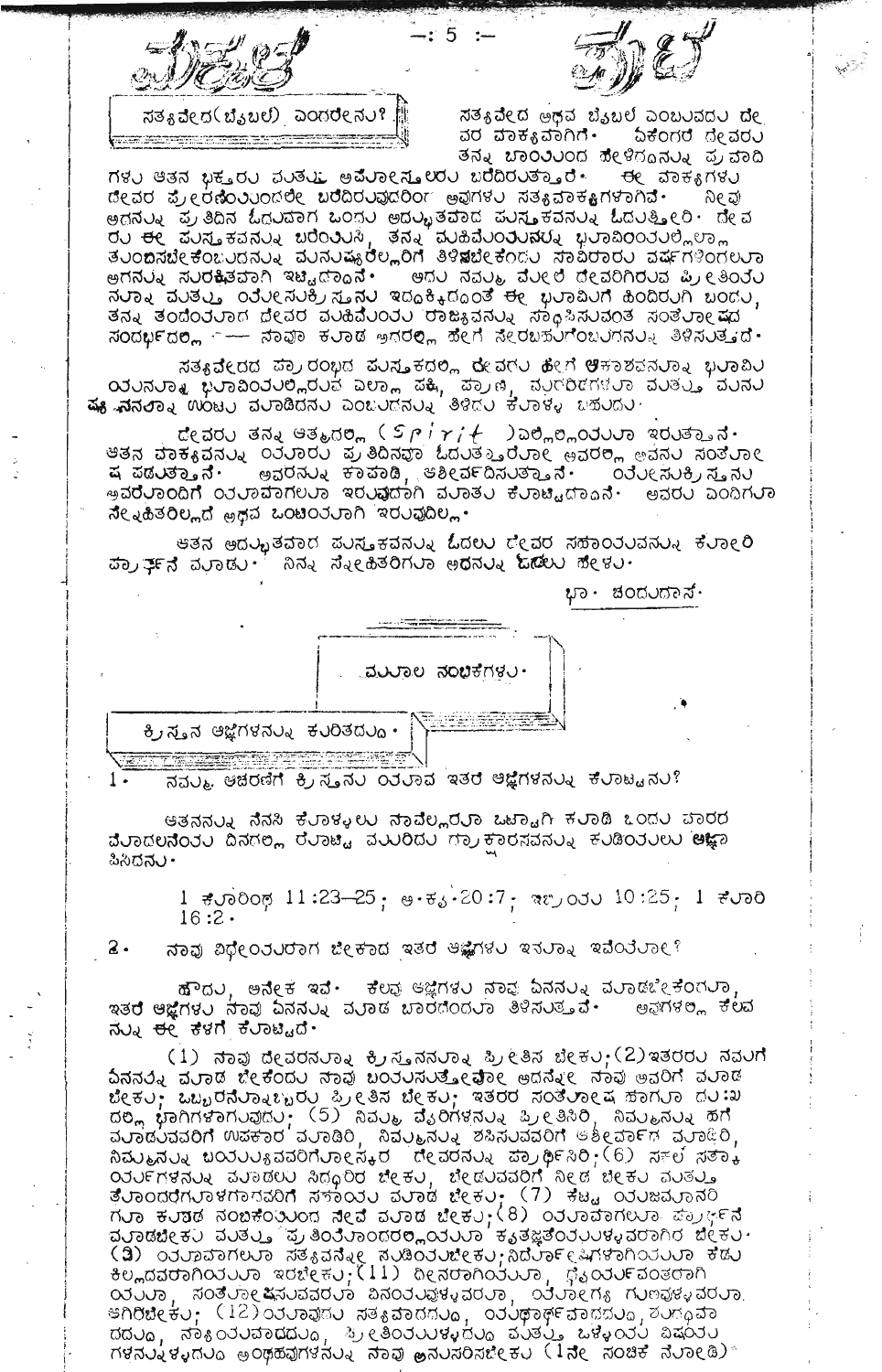## ಸತ್ಯವೇದ(ಬೈಬಲ್) ಎಂದರೇನು?

ಸತ್ಯವೇದ ಅಥವ ಬೈಬಲ್ ಎಂಬುವದು ದೇವರ ವಾಕ್ಯವಾಗಿದೆ. ಏಕೆಂದರೆ ದೇವರು ತನ್ನ ಬಾಯಿಂದ ಹೇಳಿದದನ್ನು ಪ್ರವಾದಿಗಳು ಆತನ ಭಕ್ತರು ಮತ್ತು ಅಪೋಸ್ತಲರು ಬರೆದಿರುತ್ತಾರೆ. ಈ ವಾಕ್ಯಗಳು ದೇವರ ಪ್ರೇರಣೆಯಿಂದಲೇ ಬರೆದಿರುವುದರಿಂದ ಅವುಗಳು ಸತ್ಯವಾಕ್ಯಗಳಾಗಿವೆ. ನೀವು ಅದನ್ನು ಪ್ರತಿದಿನ ಓದುವಾಗ ಒಂದು ಅದ್ಭುತವಾದ ಪುಸ್ತಕವನ್ನು ಓದುತ್ತೀರಿ. ದೇವರು ಈ ಪುಸ್ತಕವನ್ನು ಬರೆಯಿಸಿ, ತನ್ನ ಮಹಿಮೆಯನ್ನು ಭೂಮಿಯಲ್ಲಿಲ್ಲಾ ತುಂಬಿಸಬೇಕೆಂಬುದನ್ನು ಮನುಷ್ಯರೆಲ್ಲರಿಗೆ ತಿಳಿಸಬೇಕೆಂದು ಸಾವಿರಾರು ವರ್ಷಗಳಿಂದಲೂ ಅದನ್ನು ಸುರಕ್ಷಿತವಾಗಿ ಇಟ್ಟದ್ದಾನೆ. ಅದು ನಮ್ಮ ಮೇಲೆ ದೇವರಿಗಿರುವ ಪ್ರೀತಿಯನ್ನೂ ಮತ್ತು ಯೇಸುಕ್ರಿಸ್ತನು ಇದಕ್ಕಿದ್ದಂತೆ ಈ ಭೂಮಿಗೆ ಹಿಂದಿರುಗಿ ಬಂದು, ತನ್ನ ತಂದೆಯಾದ ದೇವರ ಮಹಿಮೆಯ ರಾಜ್ಯವನ್ನು ಸಾಧಿಸುವಂತ ಸಂತೋಷದ ಸಂದರ್ಭದಲ್ಲಿ —— ನಾವೂ ಕೂಡ ಅದರಲ್ಲಿ ಹೇಗೆ ಸೇರಬಹುದೆಂಬುದನ್ನು ತಿಳಿಸುತ್ತದೆ.

ಸತ್ಯವೇದದ ಪ್ರಾರಂಭದ ಪುಸ್ತಕದಲ್ಲಿ ದೇವರು ಹೇಗೆ ಆಕಾಶವನ್ನೂ ಭೂಮಿಯನ್ನೂ ಭೂಮಿಯಲ್ಲಿರುವ ಎಲ್ಲಾ ಪಕ್ಷಿ, ಪ್ರಾಣಿ, ಮರಗಿಡಗಳು ಮತ್ತು ಮನುಷ್ಯನನ್ನೂ ಉಂಟು ಮಾಡಿದನು ಎಂಬುದನ್ನು ತಿಳಿದುಕೊಳ್ಳಬಹುದು.

ದೇವರು ತನ್ನ ಆತ್ಮದಲ್ಲಿ ( Spirit ) ಎಲ್ಲೆಲ್ಲಿಯೂ ಇರುತ್ತಾನೆ. ಆತನ ವಾಕ್ಯವನ್ನು ಯಾರು ಪ್ರತಿದಿನವೂ ಓದುತ್ತಾರೋ ಅವರಲ್ಲಿ ಆವನು ಸಂತೋಷ ಪಡುತ್ತಾನೆ. ಅವರನ್ನು ಕಾಪಾಡಿ, ಆಶೀರ್ವದಿಸುತ್ತಾನೆ. ಯೇಸುಕ್ರಿಸ್ತನು ಅವರೊಂದಿಗೆ ಯಾವಾಗಲೂ ಇರುವುದಾಗಿ ಮಾತು ಕೊಟ್ಟಿದ್ದಾನೆ. ಅವರು ಎಂದಿಗೂ ಸ್ನೇಹಿತರಿಲ್ಲದೆ ಅಥವ ಒಂಟಿಯಾಗಿ ಇರುವುದಿಲ್ಲ.

ಆತನ ಅದ್ಭುತವಾದ ಪುಸ್ತಕವನ್ನು ಓದಲು ದೇವರ ಸಹಾಯವನ್ನು ಕೋರಿ ಪ್ರಾರ್ಥನೆ ಮಾಡು. ನಿನ್ನ ಸ್ನೇಹಿತರಿಗೂ ಅದನ್ನು ಓದಲು ಹೇಳು.

ಭಾ. ಚಂದುದಾಸ್.

## ಮೂಲ ನಂಬಿಕೆಗಳು.

### ಕ್ರಿಸ್ತನ ಆಜ್ಞೆಗಳನ್ನು ಕುರಿತದ್ದು.

1. ನಮ್ಮ ಆಚರಣೆಗೆ ಕ್ರಿಸ್ತನು ಯಾವ ಇತರ ಆಜ್ಞೆಗಳನ್ನು ಕೊಟ್ಟನು?

ಆತನನ್ನು ನೆನಸಿಕೊಳ್ಳಲು ನಾವೆಲ್ಲರೂ ಒಟ್ಟಾಗಿ ಕೂಡಿ ಒಂದು ವಾರದ ಮೊದಲನೆಯ ದಿನದಲ್ಲಿ ರೊಟ್ಟಿ ಮುರಿದು ದ್ರಾಕ್ಷಾರಸವನ್ನು ಕುಡಿಯಲು ಆಜ್ಞಾಪಿಸಿದನು.

> 1 ಕೊರಿಂಥ 11:23–25; ಅ.ಕೃ.20:7; ಇಬ್ರಿಯ 10:25; 1 ಕೊರಿ 16:2.

2. ನಾವು ವಿಧೇಯರಾಗ ಬೇಕಾದ ಇತರ ಆಜ್ಞೆಗಳು ಇನ್ನೂ ಇವೆಯೋ?

ಹೌದು, ಅನೇಕ ಇವೆ. ಕೆಲವು ಆಜ್ಞೆಗಳು ನಾವು ಏನನ್ನು ಮಾಡಬೇಕೆಂದೂ, ಇತರ ಆಜ್ಞೆಗಳು ನಾವು ಏನನ್ನು ಮಾಡಬಾರದೆಂದೂ ತಿಳಿಸುತ್ತವೆ. ಅವುಗಳಲ್ಲಿ ಕೆಲವನ್ನು ಈ ಕೆಳಗೆ ಕೊಟ್ಟಿದೆ.

(1) ನಾವು ದೇವರನ್ನೂ ಕ್ರಿಸ್ತನನ್ನೂ ಪ್ರೀತಿಸಬೇಕು;(2)ಇತರರು ನಮಗೆ ಏನನ್ನು ಮಾಡಬೇಕೆಂದು ನಾವು ಬಯಸುತ್ತೇವೋ ಅದನ್ನೇ ನಾವು ಅವರಿಗೆ ಮಾಡಬೇಕು; ಒಬ್ಬರನ್ನೊಬ್ಬರು ಪ್ರೀತಿಸಬೇಕು; ಇತರರ ಸಂತೋಷ ಹಾಗೂ ದುಃಖದಲ್ಲಿ ಭಾಗಿಗಳಾಗುವುದು; (5) ನಿಮ್ಮ ವೈರಿಗಳನ್ನು ಪ್ರೀತಿಸಿರಿ, ನಿಮ್ಮನ್ನು ಹಗೆ ಮಾಡುವವರಿಗೆ ಉಪಕಾರ ಮಾಡಿರಿ, ನಿಮ್ಮನ್ನು ಶಪಿಸುವವರಿಗೆ ಆಶೀರ್ವಾದ ಮಾಡಿರಿ, ನಿಮ್ಮನ್ನು ಬಯ್ಯುವವರಿಗೋಸ್ಕರ ದೇವರನ್ನು ಪ್ರಾರ್ಥಿಸಿರಿ;(6) ಸಕಲ ಸತ್ಕಾರ್ಯಗಳನ್ನು ಮಾಡಲು ಸಿದ್ಧರಿರಬೇಕು, ಬೇಡುವವರಿಗೆ ನೀಡಬೇಕು ಮತ್ತು ತೊಂದರೆಗೊಳಗಾದವರಿಗೆ ಸಹಾಯ ಮಾಡಬೇಕು; (7) ಕೆಟ್ಟ ಯಜಮಾನರಿಗೂ ಕುರುಡ ನಂಬಿಕೆಯಿಂದ ಸೇವೆ ಮಾಡಬೇಕು;(8) ಯಾವಾಗಲೂ ಪ್ರಾರ್ಥನೆ ಮಾಡಬೇಕು ಮತ್ತು ಪ್ರತಿಯೊಂದರಲ್ಲಿಯೂ ಕೃತಜ್ಞತೆಯುಳ್ಳವರಾಗಿರಬೇಕು. (9) ಯಾವಾಗಲೂ ಸತ್ಯವನ್ನೇ ನುಡಿಯಬೇಕು;ನಿರ್ದೋಷಿಗಳಾಗಿಯೂ ಕೆಡುಕಿಲ್ಲದವರಾಗಿಯೂ ಇರಬೇಕು;(11) ದೀನರಾಗಿಯೂ, ಧೈರ್ಯವಂತರಾಗಿಯೂ, ಸಂತೋಷಿಸುವವರೂ ವಿನಯವುಳ್ಳವರೂ, ಯೋಗ್ಯ ಗುಣವುಳ್ಳವರೂ ಆಗಿರಬೇಕು; (12)ಯಾವುದು ಸತ್ಯವಾದದ್ದು, ಯಥಾರ್ಥವಾದದ್ದು, ಶುದ್ಧವಾದದ್ದು, ನ್ಯಾಯವಾದದ್ದು, ಪ್ರೀತಿಯುಳ್ಳದ್ದು ಮತ್ತು ಒಳ್ಳೆಯ ವಿಷಯಗಳನ್ನುಳ್ಳದ್ದು ಅಂಥಹವುಗಳನ್ನು ನಾವು ಅನುಸರಿಸಬೇಕು (1ನೇ ಸಂಚಿಕೆ ನೋಡಿ)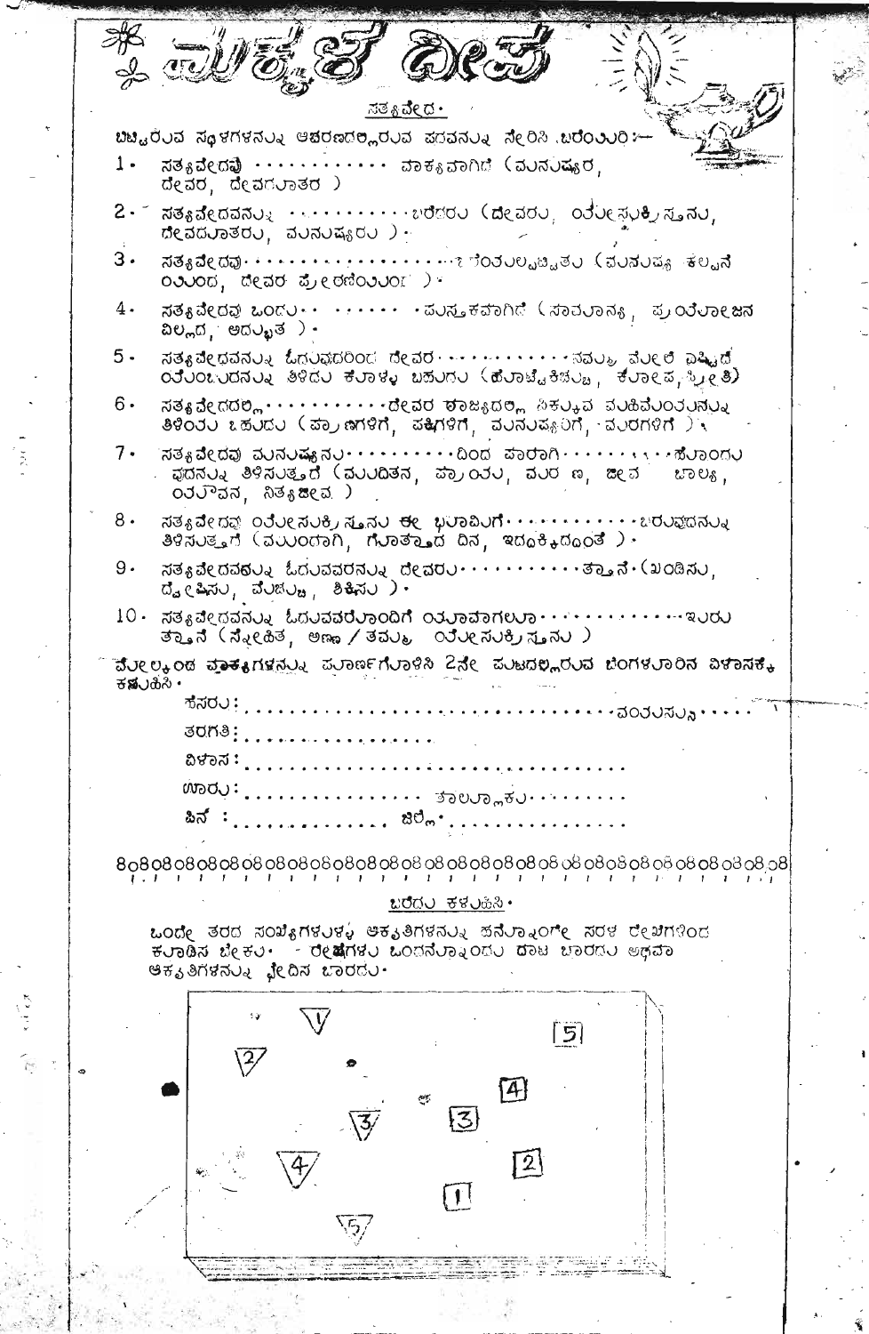# ಮಕ್ಕಳ ದೀಪ

## ಸತ್ಯವೇದ.

ಬಿಟ್ಟಿರುವ ಸ್ಥಳಗಳನ್ನು ಆವರಣದಲ್ಲಿರುವ ಪದವನ್ನು ಸೇರಿಸಿ ಬರೆಯಿರಿ:—

1. ಸತ್ಯವೇದವು ............ ವಾಕ್ಯವಾಗಿದೆ (ಮನುಷ್ಯರ, ದೇವರ, ದೇವದೂತರ)
2. ಸತ್ಯವೇದವನ್ನು ............ ಬರೆದರು (ದೇವರು, ಯೇಸುಕ್ರಿಸ್ತನು, ದೇವದೂತರು, ಮನುಷ್ಯರು).
3. ಸತ್ಯವೇದವು .................. ಬರೆಯಲ್ಪಟ್ಟಿತು (ಮನುಷ್ಯ ಕಲ್ಪನೆಯಿಂದ, ದೇವರ ಪ್ರೇರಣೆಯಿಂದ).
4. ಸತ್ಯವೇದವು ಒಂದು ........ ಪುಸ್ತಕವಾಗಿದೆ (ಸಾಮಾನ್ಯ, ಪ್ರಯೋಜನವಿಲ್ಲದ, ಅದ್ಭುತ).
5. ಸತ್ಯವೇದವನ್ನು ಓದುವುದರಿಂದ ದೇವರ ............ ನಮ್ಮ ಮೇಲೆ ಇಟ್ಟಿದೆ ಯೆಂಬುದನ್ನು ತಿಳಿದು ಕೊಳ್ಳ ಬಹುದು (ಹೊಟ್ಟೆಕಿಚ್ಚು, ಕೋಪ, ಪ್ರೀತಿ)
6. ಸತ್ಯವೇದದಲ್ಲಿ ............ ದೇವರ ರಾಜ್ಯದಲ್ಲಿ ಸಿಕ್ಕುವ ಮಹಿಮೆಯನ್ನು ತಿಳಿಯ ಬಹುದು (ಪ್ರಾಣಿಗಳಿಗೆ, ಪಕ್ಷಿಗಳಿಗೆ, ಮನುಷ್ಯರಿಗೆ, ಮರಗಳಿಗೆ).
7. ಸತ್ಯವೇದವು ಮನುಷ್ಯನು ........... ದಿಂದ ಪಾರಾಗಿ ........... ಹೊಂದುವುದನ್ನು ತಿಳಿಸುತ್ತದೆ (ಮುದಿತನ, ಪ್ರಾಯ, ಮರಣ, ಜೀವ, ಬಾಲ್ಯ, ಯೌವನ, ನಿತ್ಯಜೀವ).
8. ಸತ್ಯವೇದವು ಯೇಸುಕ್ರಿಸ್ತನು ಈ ಭೂಮಿಗೆ ............ ಬರುವುದನ್ನು ತಿಳಿಸುತ್ತದೆ (ಮುಂದಾಗಿ, ಗೊತ್ತಾದ ದಿನ, ಇದ್ದಕ್ಕಿದ್ದಂತೆ).
9. ಸತ್ಯವೇದವನ್ನು ಓದುವವರನ್ನು ದೇವರು ............ತ್ತಾನೆ (ಖಂಡಿಸು, ದ್ವೇಷಿಸು, ಮೆಚ್ಚು, ಶಿಕ್ಷಿಸು).
10. ಸತ್ಯವೇದವನ್ನು ಓದುವವರೊಂದಿಗೆ ಯಾವಾಗಲೂ ............ ಇರುತ್ತಾನೆ (ಸ್ನೇಹಿತ, ಅಣ್ಣ / ತಮ್ಮ ಯೇಸುಕ್ರಿಸ್ತನು)

ಮೇಲ್ಕಂಡ ವಾಕ್ಯಗಳನ್ನು ಪೂರ್ಣಗೊಳಿಸಿ 2ನೇ ಪುಟದಲ್ಲಿರುವ ಬೆಂಗಳೂರಿನ ವಿಳಾಸಕ್ಕೆ ಕಳುಹಿಸಿ.

ಹೆಸರು: ........................................ ವಯಸ್ಸು .....

ತರಗತಿ: ..................

ವಿಳಾಸ: ..................................

ಊರು: ................ ತಾಲ್ಲೂಕು ..........

ಪಿನ್ : ............... ಜಿಲ್ಲೆ ...............

## ಬರೆದು ಕಳುಹಿಸಿ.

ಒಂದೇ ತರದ ಸಂಖ್ಯೆಗಳುಳ್ಳ ಆಕೃತಿಗಳನ್ನು ಒಂದನ್ನೊಂದಿಗೆ ಸರಳ ರೇಖೆಗಳಿಂದ ಕೂಡಿಸ ಬೇಕು. ರೇಖೆಗಳು ಒಂದನ್ನೊಂದು ದಾಟ ಬಾರದು ಅಥವಾ ಆಕೃತಿಗಳನ್ನು ಛೇದಿಸ ಬಾರದು.